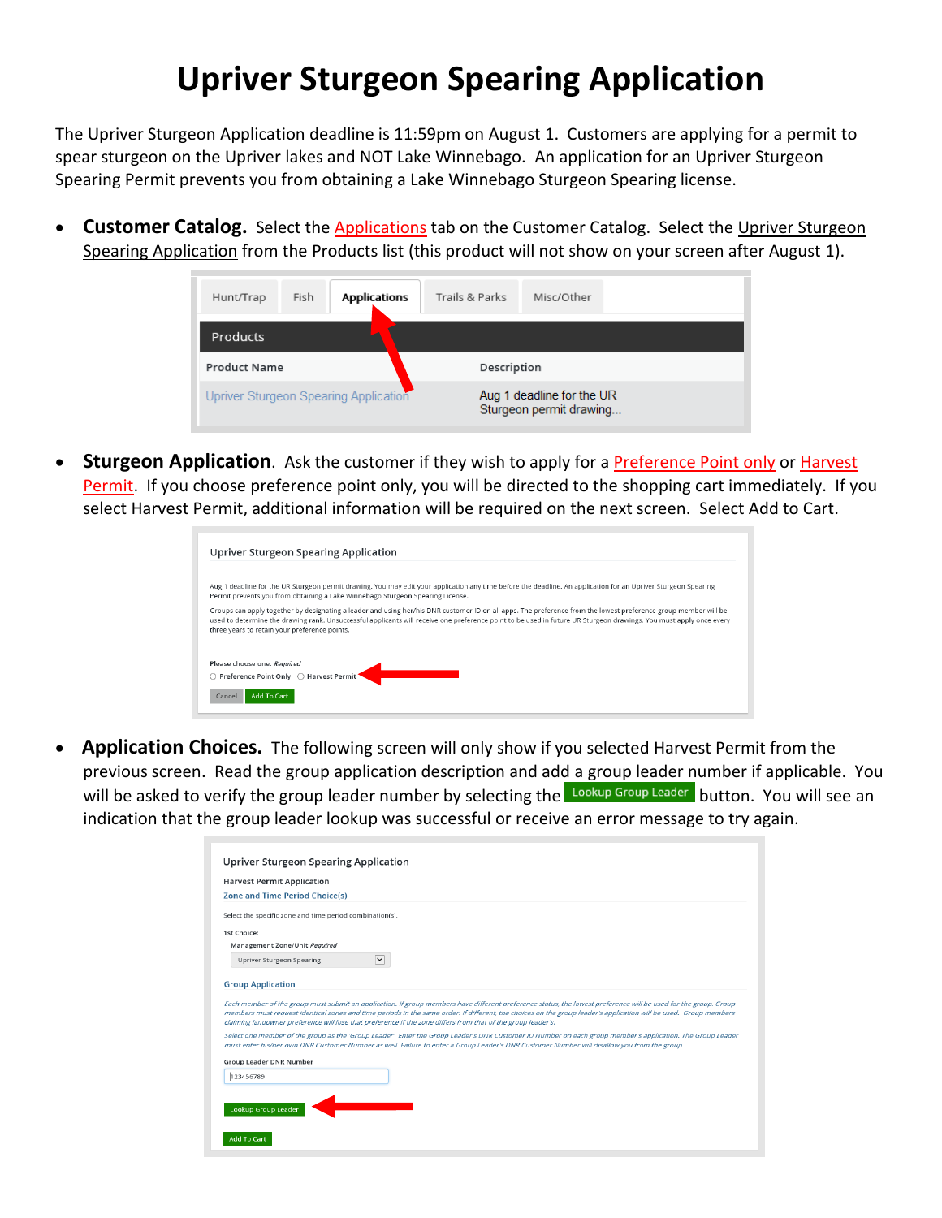# Upriver Sturgeon Spearing Application

The Upriver Sturgeon Application deadline is 11:59pm on August 1. Customers are applying for a permit to spear sturgeon on the Upriver lakes and NOT Lake Winnebago. An application for an Upriver Sturgeon Spearing Permit prevents you from obtaining a Lake Winnebago Sturgeon Spearing license.

- **Customer Catalog.** Select the Applications tab on the Customer Catalog. Select the Upriver Sturgeon Spearing Application from the Products list (this product will not show on your screen after August 1).

- **Sturgeon Application**. Ask the customer if they wish to apply for a Preference Point only or Harvest Permit. If you choose preference point only, you will be directed to the shopping cart immediately. If you select Harvest Permit, additional information will be required on the next screen. Select Add to Cart.

- **Application Choices.** The following screen will only show if you selected Harvest Permit from the previous screen. Read the group application description and add a group leader number if applicable. You will be asked to verify the group leader number by selecting the Lookup Group Leader button. You will see an indication that the group leader lookup was successful or receive an error message to try again.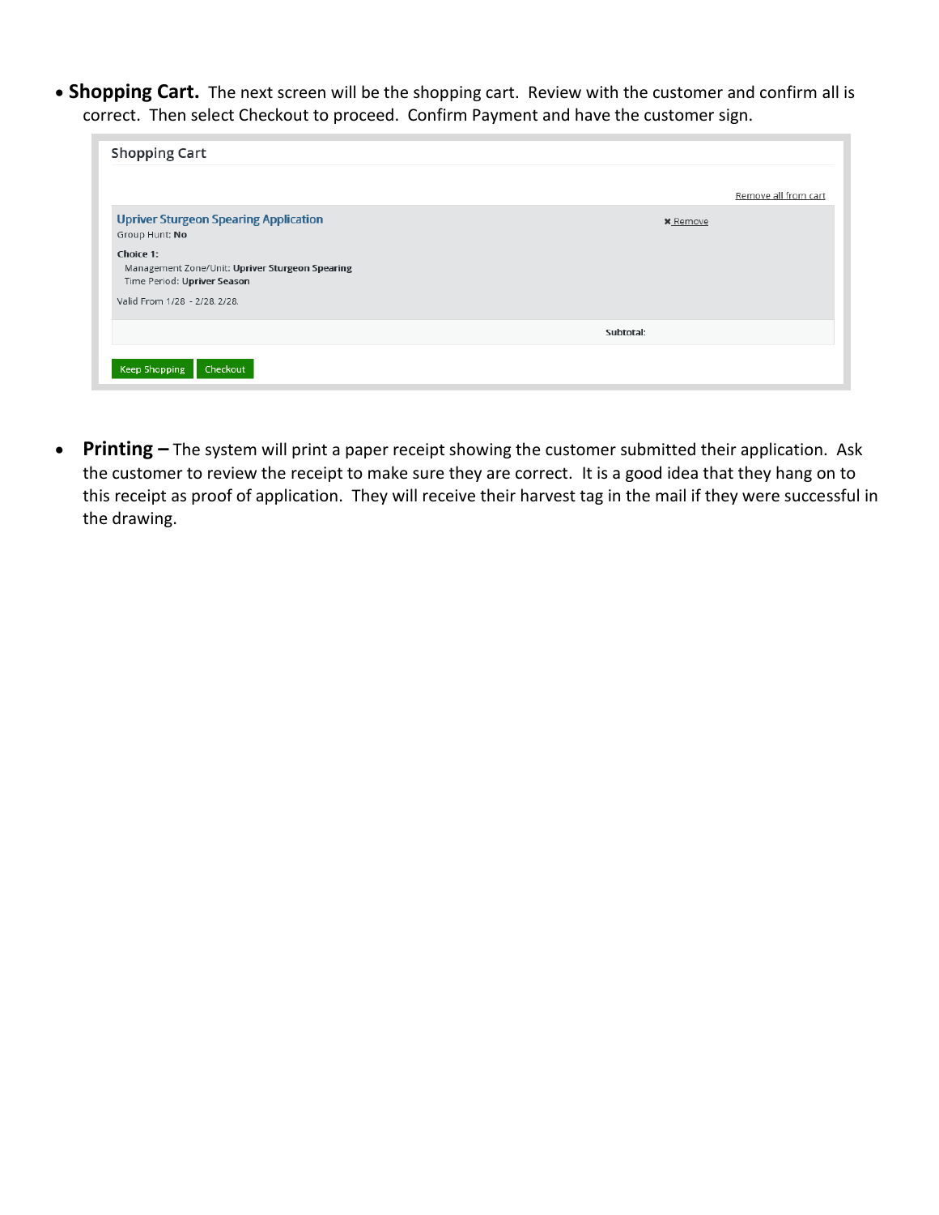- **Shopping Cart.** The next screen will be the shopping cart. Review with the customer and confirm all is correct. Then select Checkout to proceed. Confirm Payment and have the customer sign.

Shopping Cart

Remove all from cart

Upriver Sturgeon Spearing Application

Group Hunt: **No**

✖ Remove

Choice 1:

Management Zone/Unit: **Upriver Sturgeon Spearing**

Time Period: **Upriver Season**

Valid From 1/28 - 2/28. 2/28.

Subtotal:

Keep Shopping | Checkout

- **Printing –** The system will print a paper receipt showing the customer submitted their application. Ask the customer to review the receipt to make sure they are correct. It is a good idea that they hang on to this receipt as proof of application. They will receive their harvest tag in the mail if they were successful in the drawing.